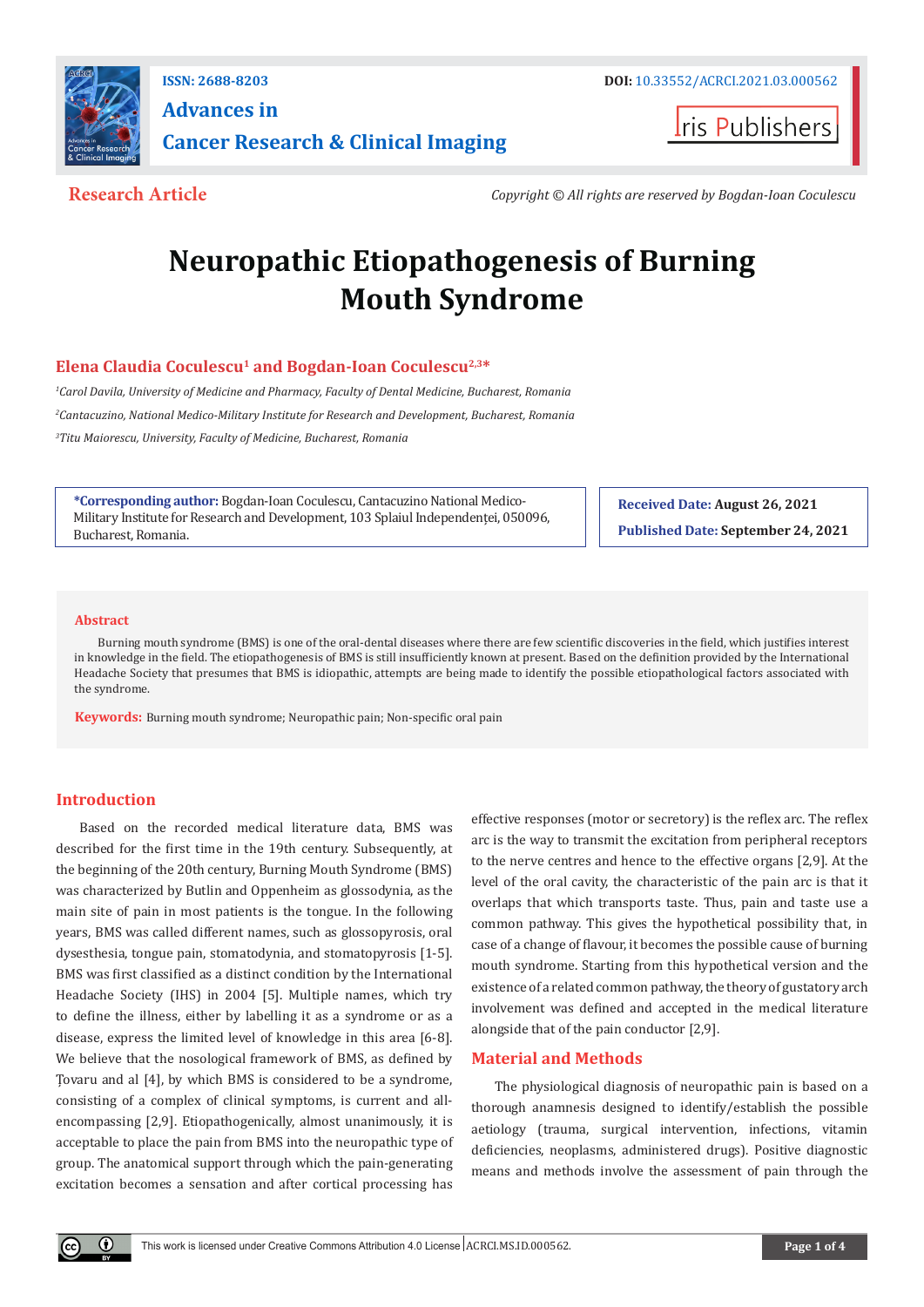ISSN: 2688-8203

DOI: 10.33552/ACRCI.2021.03.000562

**Advances in Cancer Research & Clinical Imaging**

Iris Publishers

**Research Article**

*Copyright © All rights are reserved by Bogdan-Ioan Coculescu*

# Neuropathic Etiopathogenesis of Burning Mouth Syndrome

**Elena Claudia Coculescu[1] and Bogdan-Ioan Coculescu[2,3]***

[1]*Carol Davila, University of Medicine and Pharmacy, Faculty of Dental Medicine, Bucharest, Romania*

[2]*Cantacuzino, National Medico-Military Institute for Research and Development, Bucharest, Romania*

[3]*Titu Maiorescu, University, Faculty of Medicine, Bucharest, Romania*

**\*Corresponding author:** Bogdan-Ioan Coculescu, Cantacuzino National Medico-Military Institute for Research and Development, 103 Splaiul Independenței, 050096, Bucharest, Romania.

**Received Date:** August 26, 2021

**Published Date:** September 24, 2021

## Abstract

Burning mouth syndrome (BMS) is one of the oral-dental diseases where there are few scientific discoveries in the field, which justifies interest in knowledge in the field. The etiopathogenesis of BMS is still insufficiently known at present. Based on the definition provided by the International Headache Society that presumes that BMS is idiopathic, attempts are being made to identify the possible etiopathological factors associated with the syndrome.

**Keywords:** Burning mouth syndrome; Neuropathic pain; Non-specific oral pain

## Introduction

Based on the recorded medical literature data, BMS was described for the first time in the 19th century. Subsequently, at the beginning of the 20th century, Burning Mouth Syndrome (BMS) was characterized by Butlin and Oppenheim as glossodynia, as the main site of pain in most patients is the tongue. In the following years, BMS was called different names, such as glossopyrosis, oral dysesthesia, tongue pain, stomatodynia, and stomatopyrosis [1-5]. BMS was first classified as a distinct condition by the International Headache Society (IHS) in 2004 [5]. Multiple names, which try to define the illness, either by labelling it as a syndrome or as a disease, express the limited level of knowledge in this area [6-8]. We believe that the nosological framework of BMS, as defined by Țovaru and al [4], by which BMS is considered to be a syndrome, consisting of a complex of clinical symptoms, is current and all-encompassing [2,9]. Etiopathogenically, almost unanimously, it is acceptable to place the pain from BMS into the neuropathic type of group. The anatomical support through which the pain-generating excitation becomes a sensation and after cortical processing has effective responses (motor or secretory) is the reflex arc. The reflex arc is the way to transmit the excitation from peripheral receptors to the nerve centres and hence to the effective organs [2,9]. At the level of the oral cavity, the characteristic of the pain arc is that it overlaps that which transports taste. Thus, pain and taste use a common pathway. This gives the hypothetical possibility that, in case of a change of flavour, it becomes the possible cause of burning mouth syndrome. Starting from this hypothetical version and the existence of a related common pathway, the theory of gustatory arch involvement was defined and accepted in the medical literature alongside that of the pain conductor [2,9].

## Material and Methods

The physiological diagnosis of neuropathic pain is based on a thorough anamnesis designed to identify/establish the possible aetiology (trauma, surgical intervention, infections, vitamin deficiencies, neoplasms, administered drugs). Positive diagnostic means and methods involve the assessment of pain through the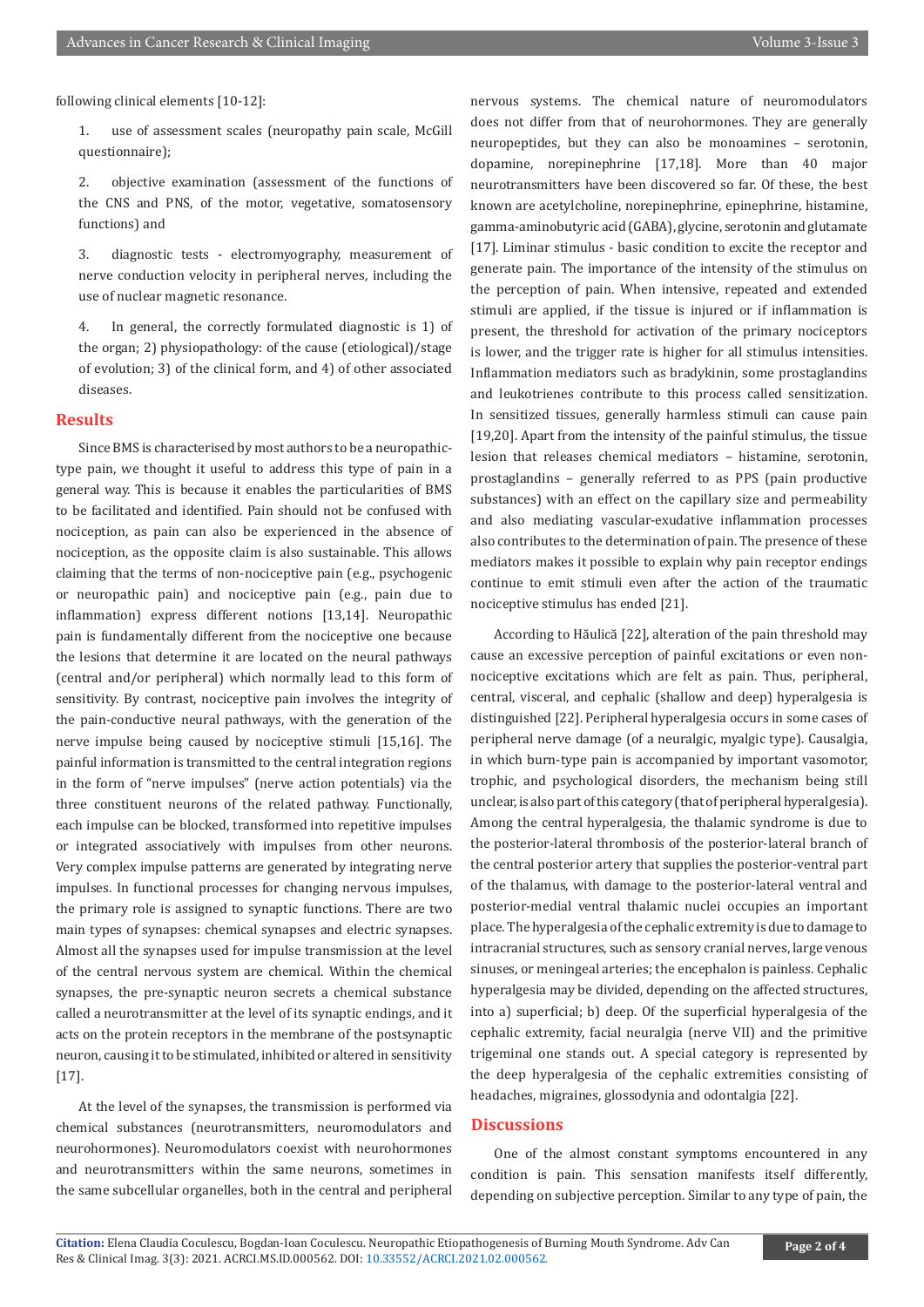following clinical elements [10-12]:

1. use of assessment scales (neuropathy pain scale, McGill questionnaire);

2. objective examination (assessment of the functions of the CNS and PNS, of the motor, vegetative, somatosensory functions) and

3. diagnostic tests - electromyography, measurement of nerve conduction velocity in peripheral nerves, including the use of nuclear magnetic resonance.

4. In general, the correctly formulated diagnostic is 1) of the organ; 2) physiopathology: of the cause (etiological)/stage of evolution; 3) of the clinical form, and 4) of other associated diseases.

## Results

Since BMS is characterised by most authors to be a neuropathic-type pain, we thought it useful to address this type of pain in a general way. This is because it enables the particularities of BMS to be facilitated and identified. Pain should not be confused with nociception, as pain can also be experienced in the absence of nociception, as the opposite claim is also sustainable. This allows claiming that the terms of non-nociceptive pain (e.g., psychogenic or neuropathic pain) and nociceptive pain (e.g., pain due to inflammation) express different notions [13,14]. Neuropathic pain is fundamentally different from the nociceptive one because the lesions that determine it are located on the neural pathways (central and/or peripheral) which normally lead to this form of sensitivity. By contrast, nociceptive pain involves the integrity of the pain-conductive neural pathways, with the generation of the nerve impulse being caused by nociceptive stimuli [15,16]. The painful information is transmitted to the central integration regions in the form of "nerve impulses" (nerve action potentials) via the three constituent neurons of the related pathway. Functionally, each impulse can be blocked, transformed into repetitive impulses or integrated associatively with impulses from other neurons. Very complex impulse patterns are generated by integrating nerve impulses. In functional processes for changing nervous impulses, the primary role is assigned to synaptic functions. There are two main types of synapses: chemical synapses and electric synapses. Almost all the synapses used for impulse transmission at the level of the central nervous system are chemical. Within the chemical synapses, the pre-synaptic neuron secrets a chemical substance called a neurotransmitter at the level of its synaptic endings, and it acts on the protein receptors in the membrane of the postsynaptic neuron, causing it to be stimulated, inhibited or altered in sensitivity [17].

At the level of the synapses, the transmission is performed via chemical substances (neurotransmitters, neuromodulators and neurohormones). Neuromodulators coexist with neurohormones and neurotransmitters within the same neurons, sometimes in the same subcellular organelles, both in the central and peripheral nervous systems. The chemical nature of neuromodulators does not differ from that of neurohormones. They are generally neuropeptides, but they can also be monoamines – serotonin, dopamine, norepinephrine [17,18]. More than 40 major neurotransmitters have been discovered so far. Of these, the best known are acetylcholine, norepinephrine, epinephrine, histamine, gamma-aminobutyric acid (GABA), glycine, serotonin and glutamate [17]. Liminar stimulus - basic condition to excite the receptor and generate pain. The importance of the intensity of the stimulus on the perception of pain. When intensive, repeated and extended stimuli are applied, if the tissue is injured or if inflammation is present, the threshold for activation of the primary nociceptors is lower, and the trigger rate is higher for all stimulus intensities. Inflammation mediators such as bradykinin, some prostaglandins and leukotrienes contribute to this process called sensitization. In sensitized tissues, generally harmless stimuli can cause pain [19,20]. Apart from the intensity of the painful stimulus, the tissue lesion that releases chemical mediators – histamine, serotonin, prostaglandins – generally referred to as PPS (pain productive substances) with an effect on the capillary size and permeability and also mediating vascular-exudative inflammation processes also contributes to the determination of pain. The presence of these mediators makes it possible to explain why pain receptor endings continue to emit stimuli even after the action of the traumatic nociceptive stimulus has ended [21].

According to Hăulică [22], alteration of the pain threshold may cause an excessive perception of painful excitations or even non-nociceptive excitations which are felt as pain. Thus, peripheral, central, visceral, and cephalic (shallow and deep) hyperalgesia is distinguished [22]. Peripheral hyperalgesia occurs in some cases of peripheral nerve damage (of a neuralgic, myalgic type). Causalgia, in which burn-type pain is accompanied by important vasomotor, trophic, and psychological disorders, the mechanism being still unclear, is also part of this category (that of peripheral hyperalgesia). Among the central hyperalgesia, the thalamic syndrome is due to the posterior-lateral thrombosis of the posterior-lateral branch of the central posterior artery that supplies the posterior-ventral part of the thalamus, with damage to the posterior-lateral ventral and posterior-medial ventral thalamic nuclei occupies an important place. The hyperalgesia of the cephalic extremity is due to damage to intracranial structures, such as sensory cranial nerves, large venous sinuses, or meningeal arteries; the encephalon is painless. Cephalic hyperalgesia may be divided, depending on the affected structures, into a) superficial; b) deep. Of the superficial hyperalgesia of the cephalic extremity, facial neuralgia (nerve VII) and the primitive trigeminal one stands out. A special category is represented by the deep hyperalgesia of the cephalic extremities consisting of headaches, migraines, glossodynia and odontalgia [22].

## Discussions

One of the almost constant symptoms encountered in any condition is pain. This sensation manifests itself differently, depending on subjective perception. Similar to any type of pain, the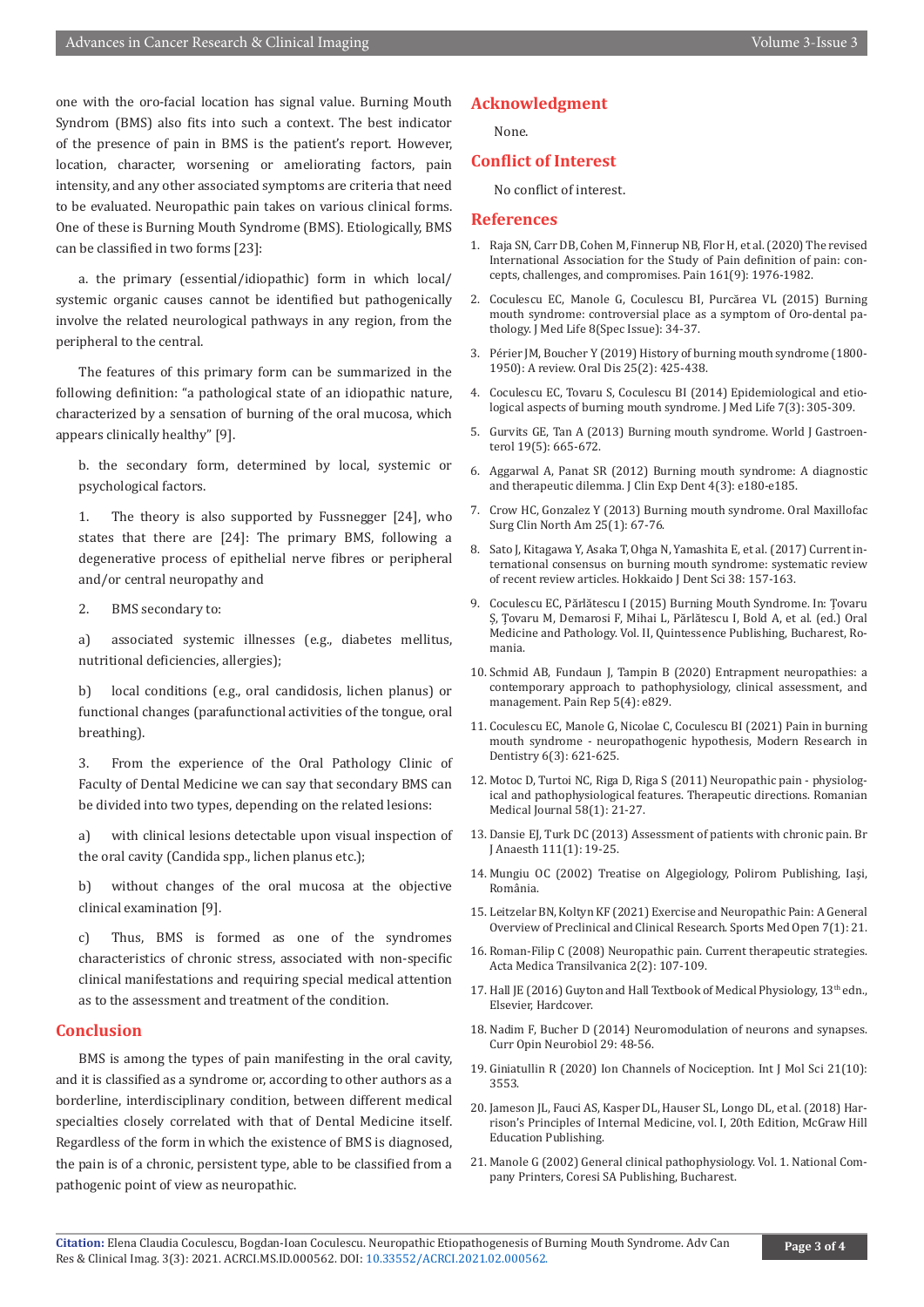one with the oro-facial location has signal value. Burning Mouth Syndrom (BMS) also fits into such a context. The best indicator of the presence of pain in BMS is the patient's report. However, location, character, worsening or ameliorating factors, pain intensity, and any other associated symptoms are criteria that need to be evaluated. Neuropathic pain takes on various clinical forms. One of these is Burning Mouth Syndrome (BMS). Etiologically, BMS can be classified in two forms [23]:

a. the primary (essential/idiopathic) form in which local/systemic organic causes cannot be identified but pathogenically involve the related neurological pathways in any region, from the peripheral to the central.

The features of this primary form can be summarized in the following definition: "a pathological state of an idiopathic nature, characterized by a sensation of burning of the oral mucosa, which appears clinically healthy" [9].

b. the secondary form, determined by local, systemic or psychological factors.

1. The theory is also supported by Fussnegger [24], who states that there are [24]: The primary BMS, following a degenerative process of epithelial nerve fibres or peripheral and/or central neuropathy and

2. BMS secondary to:

a) associated systemic illnesses (e.g., diabetes mellitus, nutritional deficiencies, allergies);

b) local conditions (e.g., oral candidosis, lichen planus) or functional changes (parafunctional activities of the tongue, oral breathing).

3. From the experience of the Oral Pathology Clinic of Faculty of Dental Medicine we can say that secondary BMS can be divided into two types, depending on the related lesions:

a) with clinical lesions detectable upon visual inspection of the oral cavity (Candida spp., lichen planus etc.);

b) without changes of the oral mucosa at the objective clinical examination [9].

c) Thus, BMS is formed as one of the syndromes characteristics of chronic stress, associated with non-specific clinical manifestations and requiring special medical attention as to the assessment and treatment of the condition.

## Conclusion

BMS is among the types of pain manifesting in the oral cavity, and it is classified as a syndrome or, according to other authors as a borderline, interdisciplinary condition, between different medical specialties closely correlated with that of Dental Medicine itself. Regardless of the form in which the existence of BMS is diagnosed, the pain is of a chronic, persistent type, able to be classified from a pathogenic point of view as neuropathic.

## Acknowledgment

None.

## Conflict of Interest

No conflict of interest.

## References

1. Raja SN, Carr DB, Cohen M, Finnerup NB, Flor H, et al. (2020) The revised International Association for the Study of Pain definition of pain: concepts, challenges, and compromises. Pain 161(9): 1976-1982.
2. Coculescu EC, Manole G, Coculescu BI, Purcărea VL (2015) Burning mouth syndrome: controversial place as a symptom of Oro-dental pathology. J Med Life 8(Spec Issue): 34-37.
3. Périer JM, Boucher Y (2019) History of burning mouth syndrome (1800-1950): A review. Oral Dis 25(2): 425-438.
4. Coculescu EC, Tovaru S, Coculescu BI (2014) Epidemiological and etiological aspects of burning mouth syndrome. J Med Life 7(3): 305-309.
5. Gurvits GE, Tan A (2013) Burning mouth syndrome. World J Gastroenterol 19(5): 665-672.
6. Aggarwal A, Panat SR (2012) Burning mouth syndrome: A diagnostic and therapeutic dilemma. J Clin Exp Dent 4(3): e180-e185.
7. Crow HC, Gonzalez Y (2013) Burning mouth syndrome. Oral Maxillofac Surg Clin North Am 25(1): 67-76.
8. Sato J, Kitagawa Y, Asaka T, Ohga N, Yamashita E, et al. (2017) Current international consensus on burning mouth syndrome: systematic review of recent review articles. Hokkaido J Dent Sci 38: 157-163.
9. Coculescu EC, Părlătescu I (2015) Burning Mouth Syndrome. In: Țovaru Ș, Țovaru M, Demarosi F, Mihai L, Părlătescu I, Bold A, et al. (ed.) Oral Medicine and Pathology. Vol. II, Quintessence Publishing, Bucharest, Romania.
10. Schmid AB, Fundaun J, Tampin B (2020) Entrapment neuropathies: a contemporary approach to pathophysiology, clinical assessment, and management. Pain Rep 5(4): e829.
11. Coculescu EC, Manole G, Nicolae C, Coculescu BI (2021) Pain in burning mouth syndrome - neuropathogenic hypothesis, Modern Research in Dentistry 6(3): 621-625.
12. Motoc D, Turtoi NC, Riga D, Riga S (2011) Neuropathic pain - physiological and pathophysiological features. Therapeutic directions. Romanian Medical Journal 58(1): 21-27.
13. Dansie EJ, Turk DC (2013) Assessment of patients with chronic pain. Br J Anaesth 111(1): 19-25.
14. Mungiu OC (2002) Treatise on Algegiology, Polirom Publishing, Iași, România.
15. Leitzelar BN, Koltyn KF (2021) Exercise and Neuropathic Pain: A General Overview of Preclinical and Clinical Research. Sports Med Open 7(1): 21.
16. Roman-Filip C (2008) Neuropathic pain. Current therapeutic strategies. Acta Medica Transilvanica 2(2): 107-109.
17. Hall JE (2016) Guyton and Hall Textbook of Medical Physiology, 13th edn., Elsevier, Hardcover.
18. Nadim F, Bucher D (2014) Neuromodulation of neurons and synapses. Curr Opin Neurobiol 29: 48-56.
19. Giniatullin R (2020) Ion Channels of Nociception. Int J Mol Sci 21(10): 3553.
20. Jameson JL, Fauci AS, Kasper DL, Hauser SL, Longo DL, et al. (2018) Harrison's Principles of Internal Medicine, vol. I, 20th Edition, McGraw Hill Education Publishing.
21. Manole G (2002) General clinical pathophysiology. Vol. 1. National Company Printers, Coresi SA Publishing, Bucharest.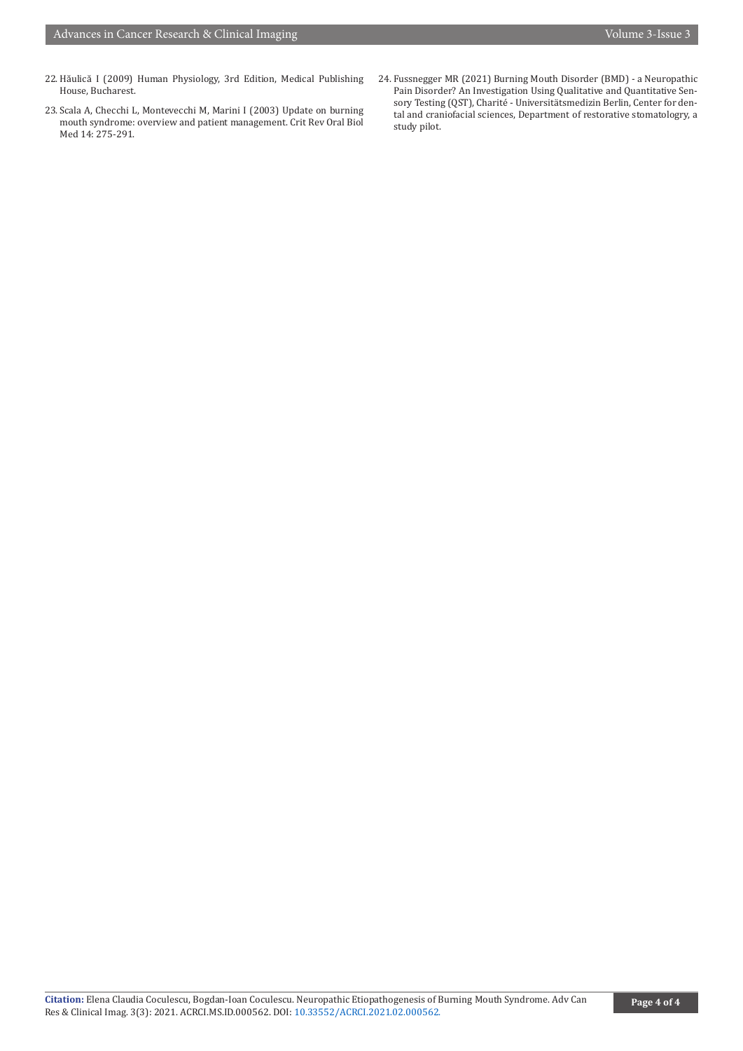22. Hăulică I (2009) Human Physiology, 3rd Edition, Medical Publishing House, Bucharest.
23. Scala A, Checchi L, Montevecchi M, Marini I (2003) Update on burning mouth syndrome: overview and patient management. Crit Rev Oral Biol Med 14: 275-291.
24. Fussnegger MR (2021) Burning Mouth Disorder (BMD) - a Neuropathic Pain Disorder? An Investigation Using Qualitative and Quantitative Sensory Testing (QST), Charité - Universitätsmedizin Berlin, Center for dental and craniofacial sciences, Department of restorative stomatology, a study pilot.

**Citation:** Elena Claudia Coculescu, Bogdan-Ioan Coculescu. Neuropathic Etiopathogenesis of Burning Mouth Syndrome. Adv Can Res & Clinical Imag. 3(3): 2021. ACRCI.MS.ID.000562. DOI: 10.33552/ACRCI.2021.02.000562.